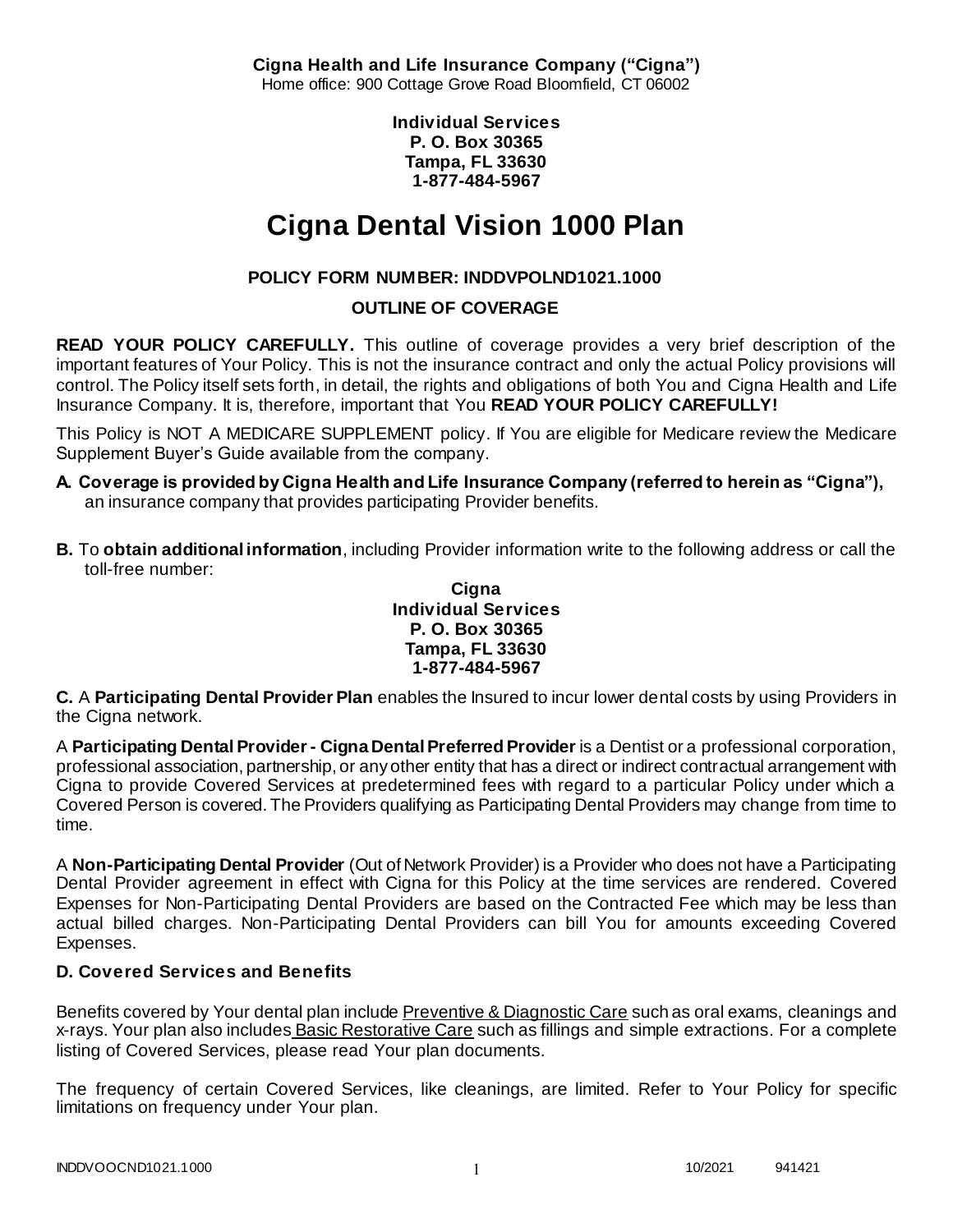**Cigna Health and Life Insurance Company ("Cigna")**
Home office: 900 Cottage Grove Road Bloomfield, CT 06002

**Individual Services**
**P. O. Box 30365**
**Tampa, FL 33630**
**1-877-484-5967**

# Cigna Dental Vision 1000 Plan

**POLICY FORM NUMBER: INDDVPOLND1021.1000**

**OUTLINE OF COVERAGE**

**READ YOUR POLICY CAREFULLY.** This outline of coverage provides a very brief description of the important features of Your Policy. This is not the insurance contract and only the actual Policy provisions will control. The Policy itself sets forth, in detail, the rights and obligations of both You and Cigna Health and Life Insurance Company. It is, therefore, important that You **READ YOUR POLICY CAREFULLY!**

This Policy is NOT A MEDICARE SUPPLEMENT policy. If You are eligible for Medicare review the Medicare Supplement Buyer's Guide available from the company.

**A. Coverage is provided by Cigna Health and Life Insurance Company (referred to herein as "Cigna"),** an insurance company that provides participating Provider benefits.

**B.** To **obtain additional information**, including Provider information write to the following address or call the toll-free number:

**Cigna**
**Individual Services**
**P. O. Box 30365**
**Tampa, FL 33630**
**1-877-484-5967**

**C.** A **Participating Dental Provider Plan** enables the Insured to incur lower dental costs by using Providers in the Cigna network.

A **Participating Dental Provider - Cigna Dental Preferred Provider** is a Dentist or a professional corporation, professional association, partnership, or any other entity that has a direct or indirect contractual arrangement with Cigna to provide Covered Services at predetermined fees with regard to a particular Policy under which a Covered Person is covered. The Providers qualifying as Participating Dental Providers may change from time to time.

A **Non-Participating Dental Provider** (Out of Network Provider) is a Provider who does not have a Participating Dental Provider agreement in effect with Cigna for this Policy at the time services are rendered. Covered Expenses for Non-Participating Dental Providers are based on the Contracted Fee which may be less than actual billed charges. Non-Participating Dental Providers can bill You for amounts exceeding Covered Expenses.

**D. Covered Services and Benefits**

Benefits covered by Your dental plan include Preventive & Diagnostic Care such as oral exams, cleanings and x-rays. Your plan also includes Basic Restorative Care such as fillings and simple extractions. For a complete listing of Covered Services, please read Your plan documents.

The frequency of certain Covered Services, like cleanings, are limited. Refer to Your Policy for specific limitations on frequency under Your plan.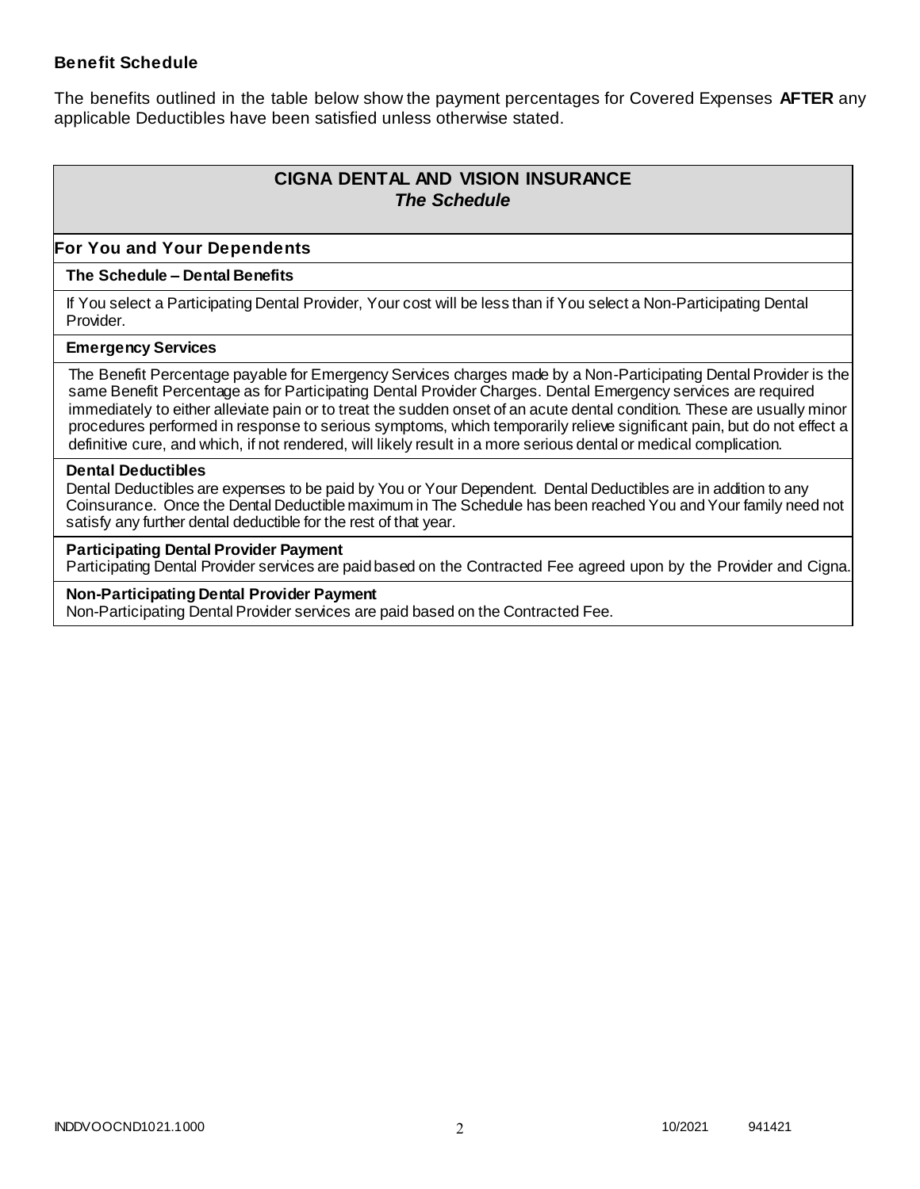**Benefit Schedule**

The benefits outlined in the table below show the payment percentages for Covered Expenses **AFTER** any applicable Deductibles have been satisfied unless otherwise stated.

| **CIGNA DENTAL AND VISION INSURANCE** ***The Schedule*** |
|---|
| **For You and Your Dependents** |
| **The Schedule – Dental Benefits** |
| If You select a Participating Dental Provider, Your cost will be less than if You select a Non-Participating Dental Provider. |
| **Emergency Services** |
| The Benefit Percentage payable for Emergency Services charges made by a Non-Participating Dental Provider is the same Benefit Percentage as for Participating Dental Provider Charges. Dental Emergency services are required immediately to either alleviate pain or to treat the sudden onset of an acute dental condition. These are usually minor procedures performed in response to serious symptoms, which temporarily relieve significant pain, but do not effect a definitive cure, and which, if not rendered, will likely result in a more serious dental or medical complication. |
| **Dental Deductibles** Dental Deductibles are expenses to be paid by You or Your Dependent. Dental Deductibles are in addition to any Coinsurance. Once the Dental Deductible maximum in The Schedule has been reached You and Your family need not satisfy any further dental deductible for the rest of that year. |
| **Participating Dental Provider Payment** Participating Dental Provider services are paid based on the Contracted Fee agreed upon by the Provider and Cigna. |
| **Non-Participating Dental Provider Payment** Non-Participating Dental Provider services are paid based on the Contracted Fee. |

INDDVOOCND1021.1000 10/2021 941421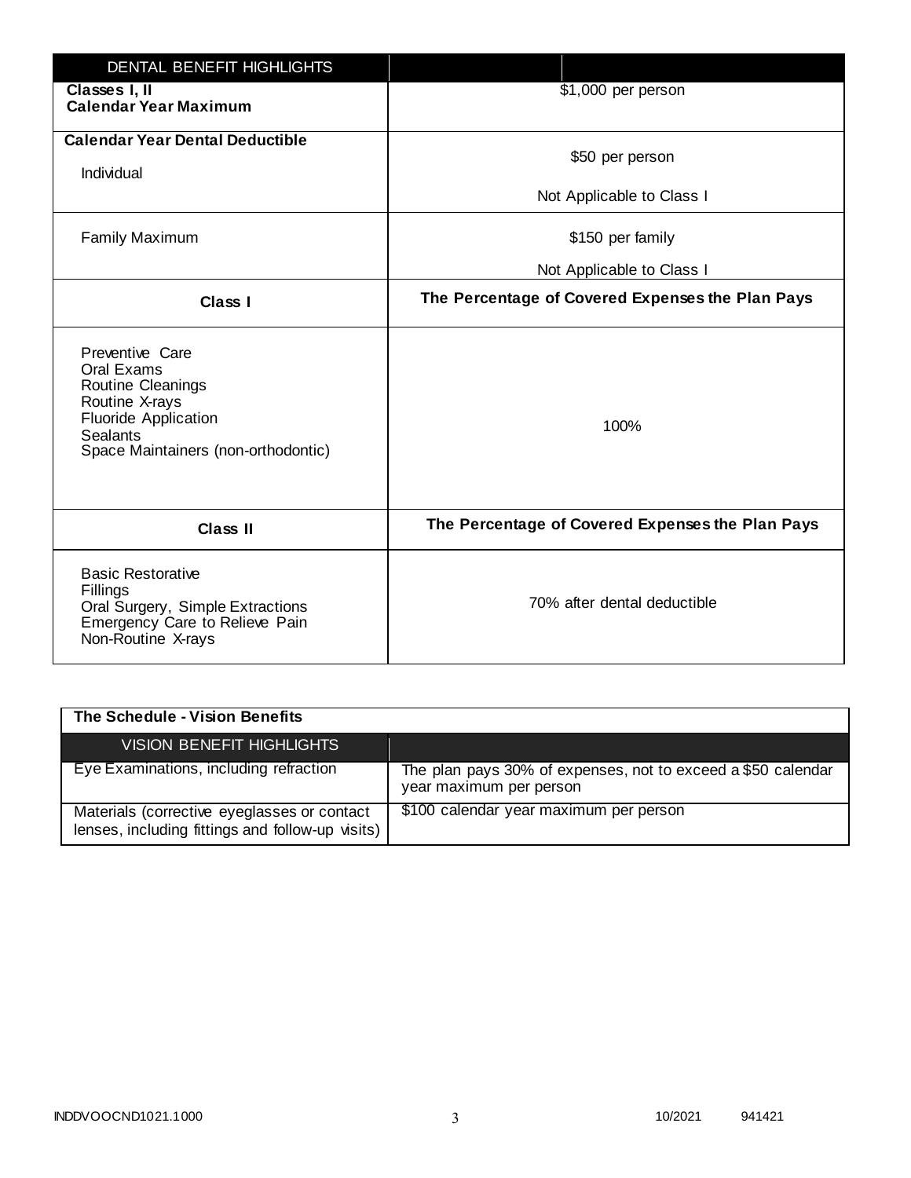| DENTAL BENEFIT HIGHLIGHTS | |
|---|---|
| **Classes I, II**<br>**Calendar Year Maximum** | $1,000 per person |
| **Calendar Year Dental Deductible**<br>Individual | $50 per person<br>Not Applicable to Class I |
| Family Maximum | $150 per family<br>Not Applicable to Class I |
| **Class I** | **The Percentage of Covered Expenses the Plan Pays** |
| Preventive Care<br>Oral Exams<br>Routine Cleanings<br>Routine X-rays<br>Fluoride Application<br>Sealants<br>Space Maintainers (non-orthodontic) | 100% |
| **Class II** | **The Percentage of Covered Expenses the Plan Pays** |
| Basic Restorative<br>Fillings<br>Oral Surgery, Simple Extractions<br>Emergency Care to Relieve Pain<br>Non-Routine X-rays | 70% after dental deductible |

**The Schedule - Vision Benefits**

| VISION BENEFIT HIGHLIGHTS | |
|---|---|
| Eye Examinations, including refraction | The plan pays 30% of expenses, not to exceed a $50 calendar year maximum per person |
| Materials (corrective eyeglasses or contact lenses, including fittings and follow-up visits) | $100 calendar year maximum per person |

INDDVOOCND1021.1000 10/2021 941421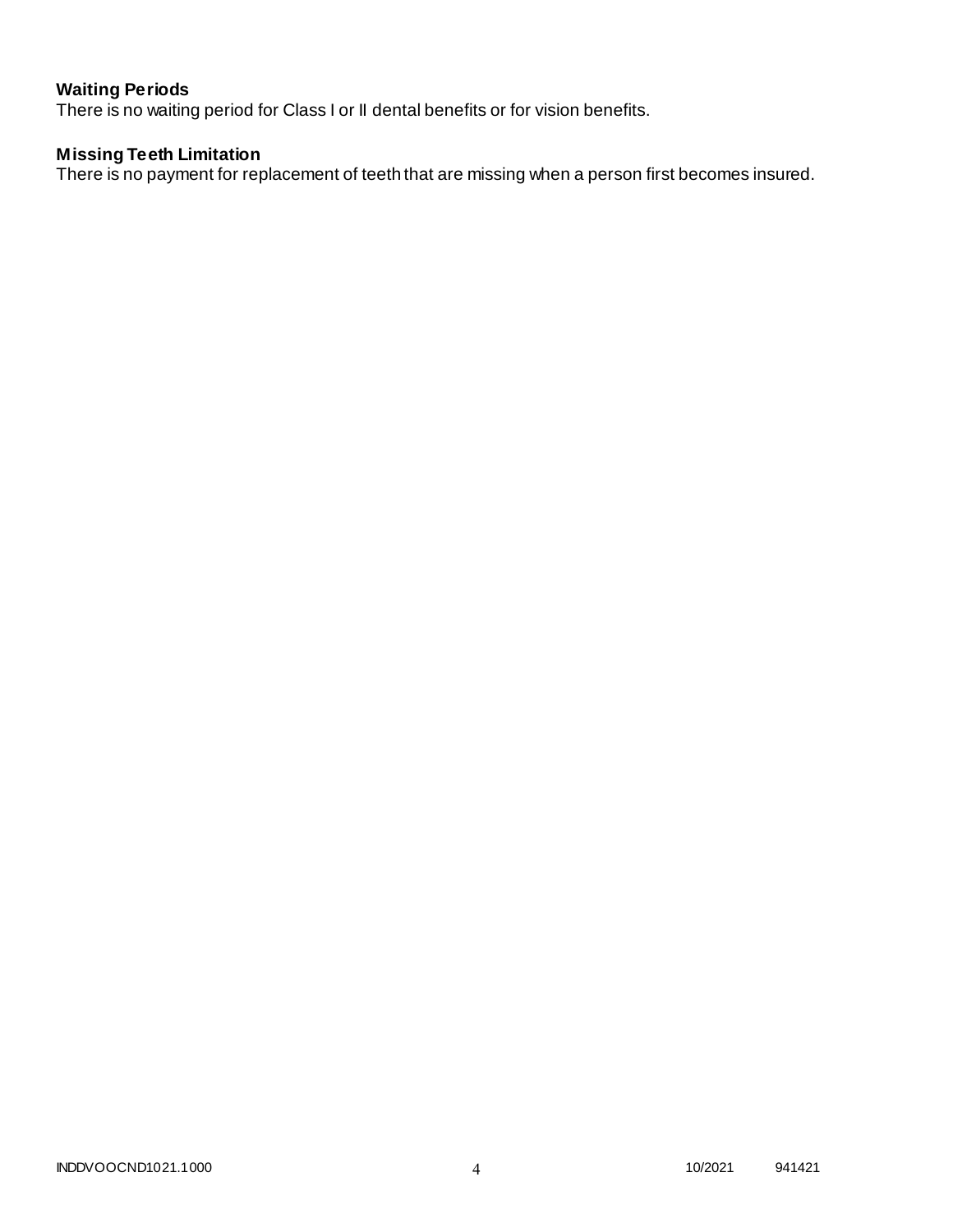**Waiting Periods**

There is no waiting period for Class I or II dental benefits or for vision benefits.

**Missing Teeth Limitation**

There is no payment for replacement of teeth that are missing when a person first becomes insured.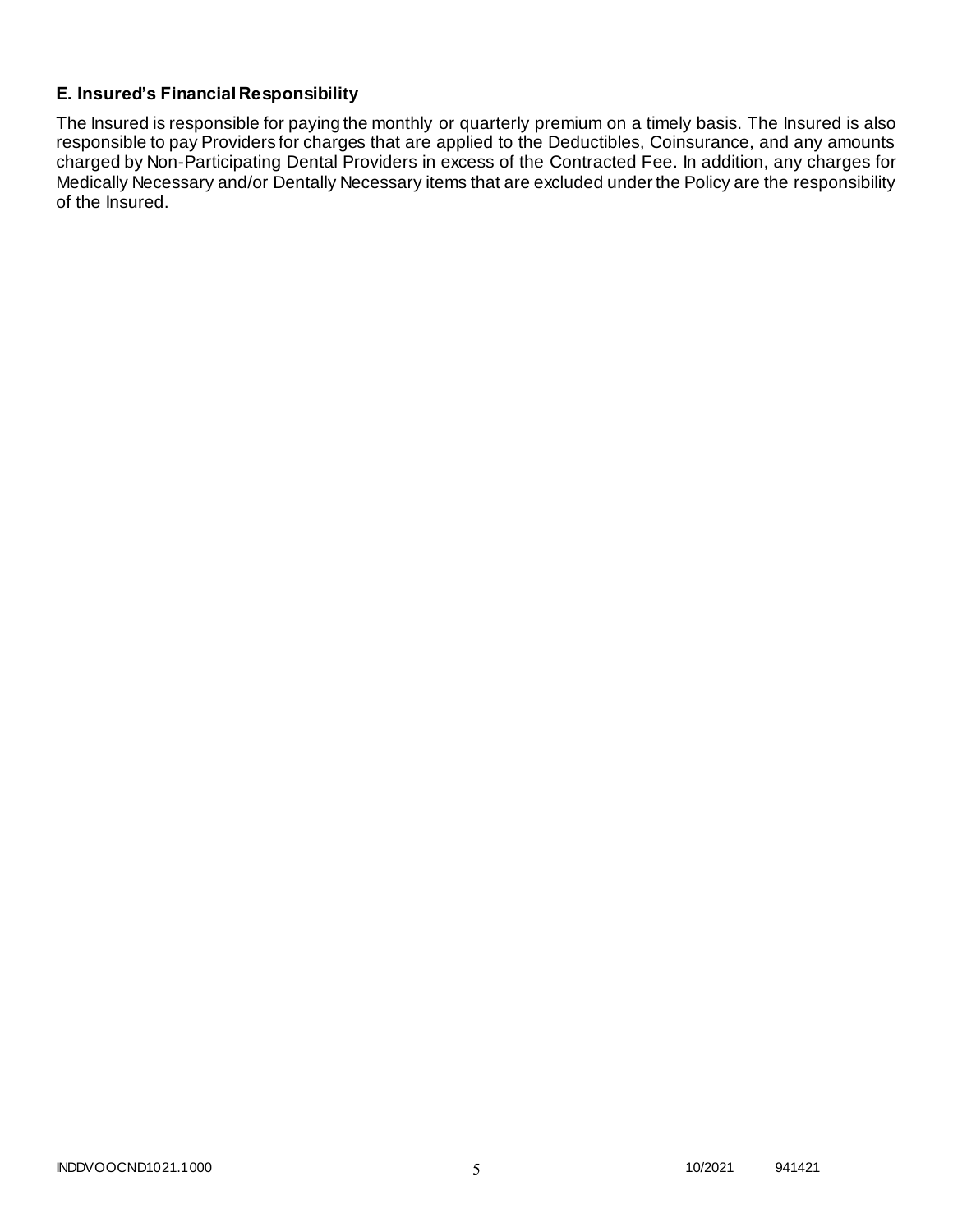### E. Insured's Financial Responsibility

The Insured is responsible for paying the monthly or quarterly premium on a timely basis. The Insured is also responsible to pay Providers for charges that are applied to the Deductibles, Coinsurance, and any amounts charged by Non-Participating Dental Providers in excess of the Contracted Fee. In addition, any charges for Medically Necessary and/or Dentally Necessary items that are excluded under the Policy are the responsibility of the Insured.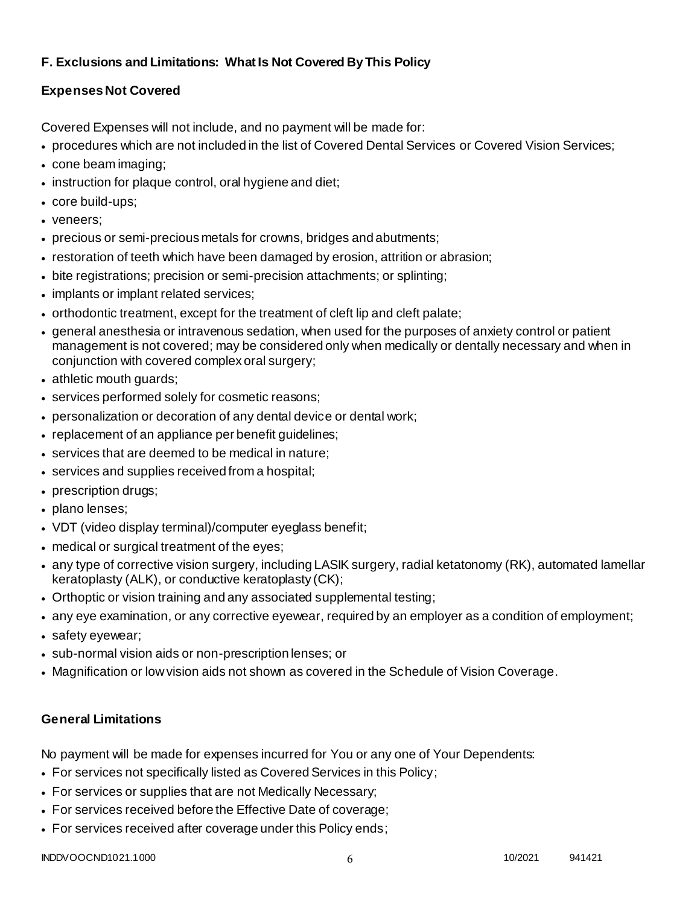### F. Exclusions and Limitations: What Is Not Covered By This Policy

**Expenses Not Covered**

Covered Expenses will not include, and no payment will be made for:

- procedures which are not included in the list of Covered Dental Services or Covered Vision Services;
- cone beam imaging;
- instruction for plaque control, oral hygiene and diet;
- core build-ups;
- veneers;
- precious or semi-precious metals for crowns, bridges and abutments;
- restoration of teeth which have been damaged by erosion, attrition or abrasion;
- bite registrations; precision or semi-precision attachments; or splinting;
- implants or implant related services;
- orthodontic treatment, except for the treatment of cleft lip and cleft palate;
- general anesthesia or intravenous sedation, when used for the purposes of anxiety control or patient management is not covered; may be considered only when medically or dentally necessary and when in conjunction with covered complex oral surgery;
- athletic mouth guards;
- services performed solely for cosmetic reasons;
- personalization or decoration of any dental device or dental work;
- replacement of an appliance per benefit guidelines;
- services that are deemed to be medical in nature;
- services and supplies received from a hospital;
- prescription drugs;
- plano lenses;
- VDT (video display terminal)/computer eyeglass benefit;
- medical or surgical treatment of the eyes;
- any type of corrective vision surgery, including LASIK surgery, radial ketatonomy (RK), automated lamellar keratoplasty (ALK), or conductive keratoplasty (CK);
- Orthoptic or vision training and any associated supplemental testing;
- any eye examination, or any corrective eyewear, required by an employer as a condition of employment;
- safety eyewear;
- sub-normal vision aids or non-prescription lenses; or
- Magnification or low vision aids not shown as covered in the Schedule of Vision Coverage.

**General Limitations**

No payment will be made for expenses incurred for You or any one of Your Dependents:

- For services not specifically listed as Covered Services in this Policy;
- For services or supplies that are not Medically Necessary;
- For services received before the Effective Date of coverage;
- For services received after coverage under this Policy ends;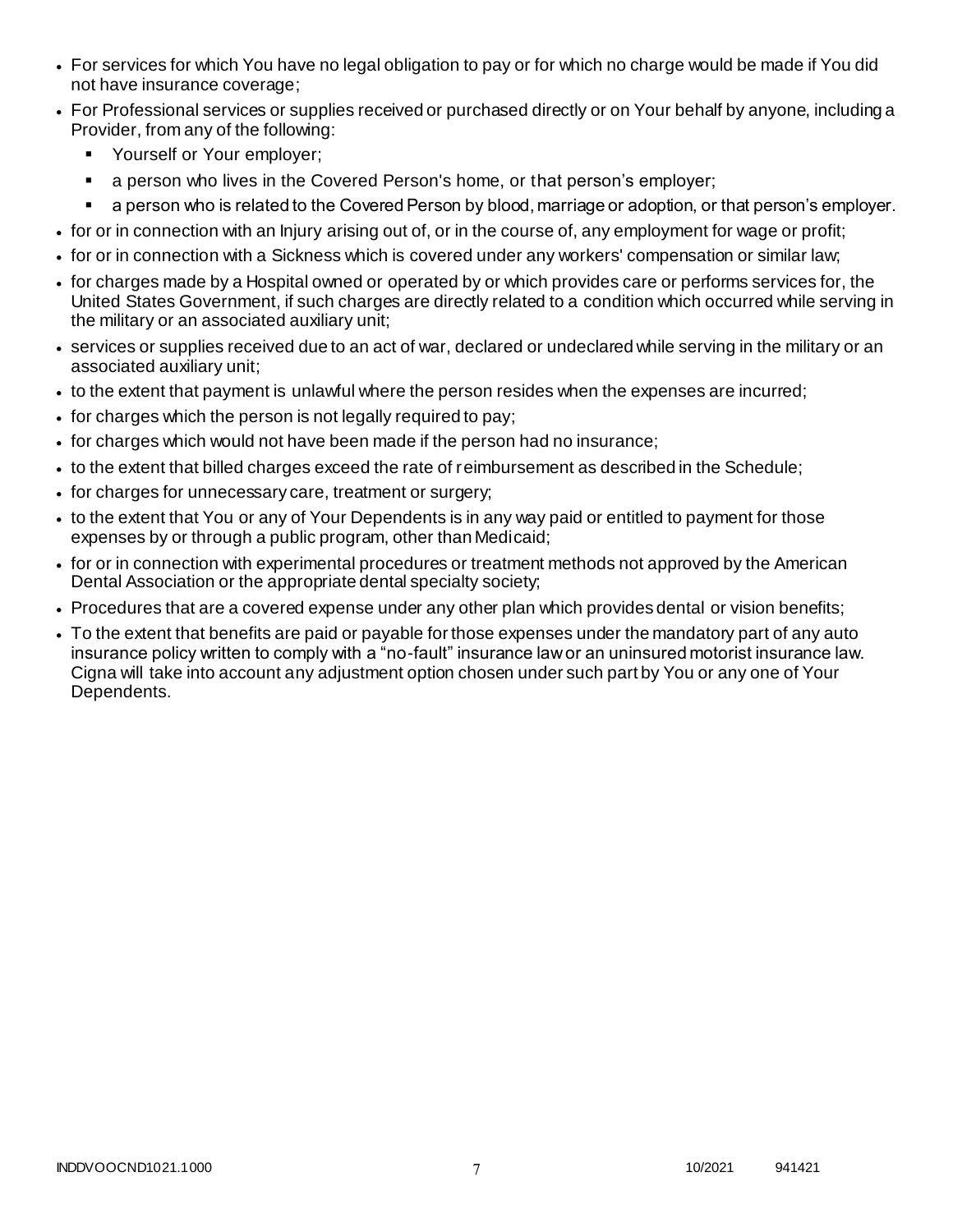- For services for which You have no legal obligation to pay or for which no charge would be made if You did not have insurance coverage;
- For Professional services or supplies received or purchased directly or on Your behalf by anyone, including a Provider, from any of the following:
  - Yourself or Your employer;
  - a person who lives in the Covered Person's home, or that person's employer;
  - a person who is related to the Covered Person by blood, marriage or adoption, or that person's employer.
- for or in connection with an Injury arising out of, or in the course of, any employment for wage or profit;
- for or in connection with a Sickness which is covered under any workers' compensation or similar law;
- for charges made by a Hospital owned or operated by or which provides care or performs services for, the United States Government, if such charges are directly related to a condition which occurred while serving in the military or an associated auxiliary unit;
- services or supplies received due to an act of war, declared or undeclared while serving in the military or an associated auxiliary unit;
- to the extent that payment is unlawful where the person resides when the expenses are incurred;
- for charges which the person is not legally required to pay;
- for charges which would not have been made if the person had no insurance;
- to the extent that billed charges exceed the rate of reimbursement as described in the Schedule;
- for charges for unnecessary care, treatment or surgery;
- to the extent that You or any of Your Dependents is in any way paid or entitled to payment for those expenses by or through a public program, other than Medicaid;
- for or in connection with experimental procedures or treatment methods not approved by the American Dental Association or the appropriate dental specialty society;
- Procedures that are a covered expense under any other plan which provides dental or vision benefits;
- To the extent that benefits are paid or payable for those expenses under the mandatory part of any auto insurance policy written to comply with a "no-fault" insurance law or an uninsured motorist insurance law. Cigna will take into account any adjustment option chosen under such part by You or any one of Your Dependents.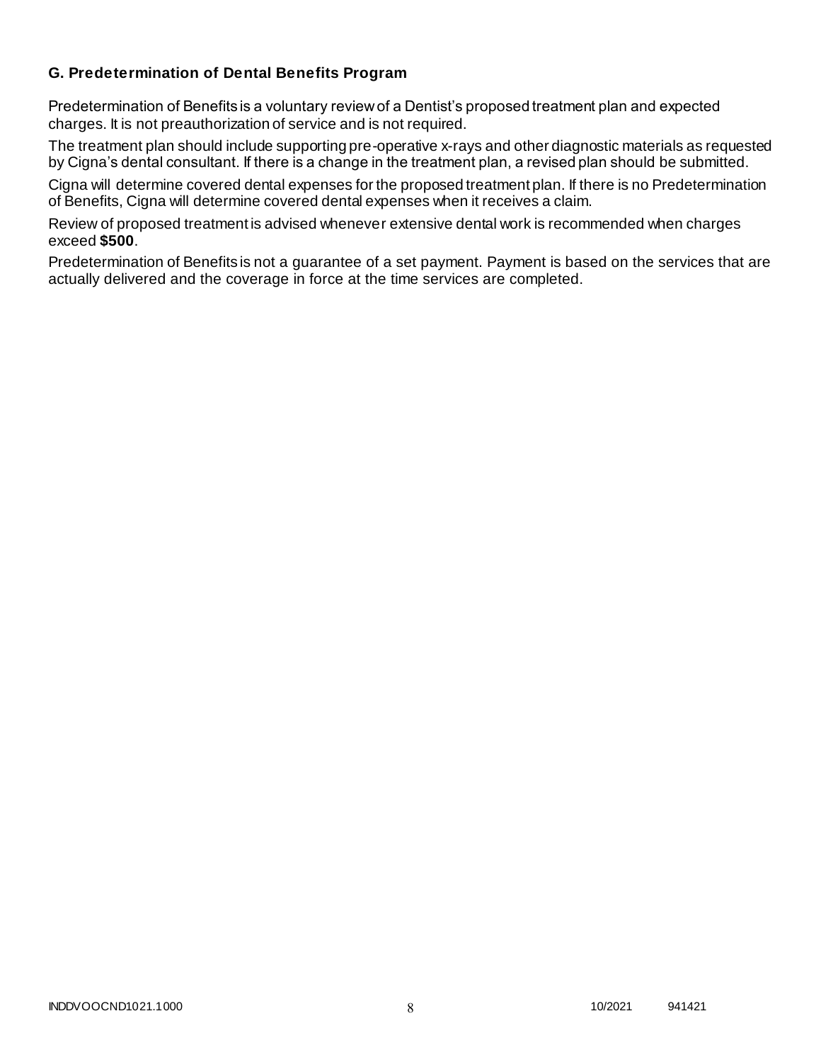### G. Predetermination of Dental Benefits Program

Predetermination of Benefits is a voluntary review of a Dentist's proposed treatment plan and expected charges. It is not preauthorization of service and is not required.

The treatment plan should include supporting pre-operative x-rays and other diagnostic materials as requested by Cigna's dental consultant. If there is a change in the treatment plan, a revised plan should be submitted.

Cigna will determine covered dental expenses for the proposed treatment plan. If there is no Predetermination of Benefits, Cigna will determine covered dental expenses when it receives a claim.

Review of proposed treatment is advised whenever extensive dental work is recommended when charges exceed **$500**.

Predetermination of Benefits is not a guarantee of a set payment. Payment is based on the services that are actually delivered and the coverage in force at the time services are completed.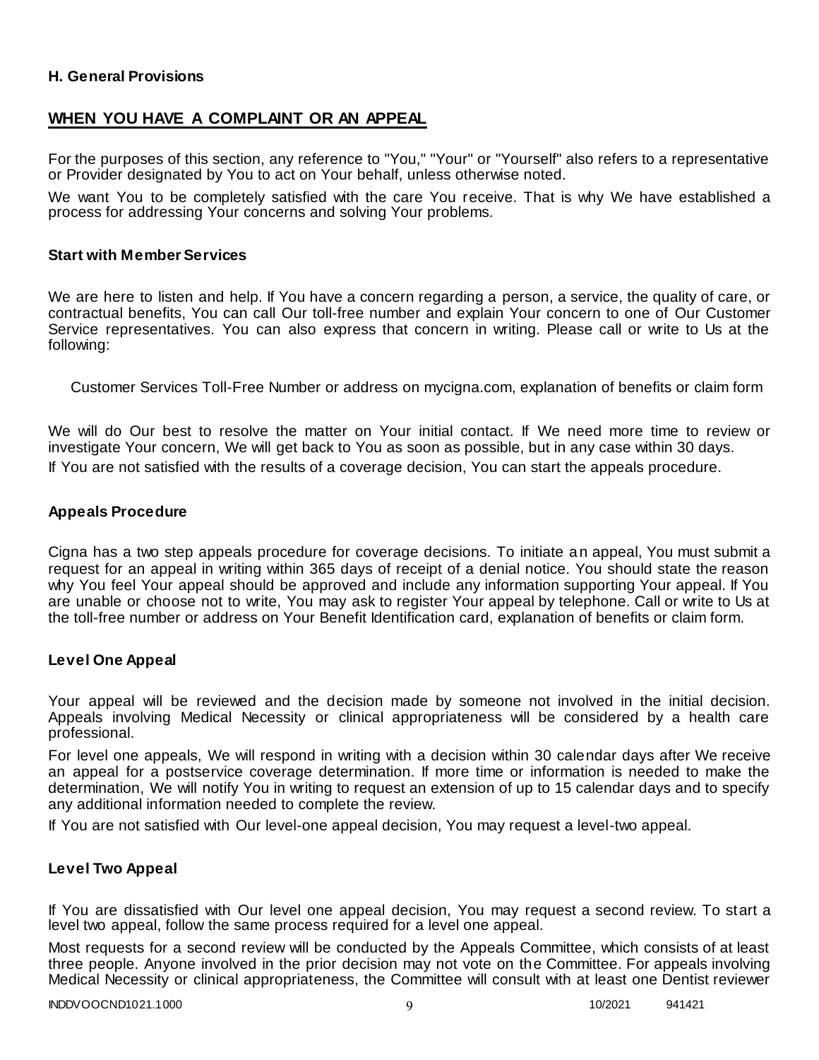**H. General Provisions**

## WHEN YOU HAVE A COMPLAINT OR AN APPEAL

For the purposes of this section, any reference to "You," "Your" or "Yourself" also refers to a representative or Provider designated by You to act on Your behalf, unless otherwise noted.

We want You to be completely satisfied with the care You receive. That is why We have established a process for addressing Your concerns and solving Your problems.

### Start with Member Services

We are here to listen and help. If You have a concern regarding a person, a service, the quality of care, or contractual benefits, You can call Our toll-free number and explain Your concern to one of Our Customer Service representatives. You can also express that concern in writing. Please call or write to Us at the following:

Customer Services Toll-Free Number or address on mycigna.com, explanation of benefits or claim form

We will do Our best to resolve the matter on Your initial contact. If We need more time to review or investigate Your concern, We will get back to You as soon as possible, but in any case within 30 days.

If You are not satisfied with the results of a coverage decision, You can start the appeals procedure.

### Appeals Procedure

Cigna has a two step appeals procedure for coverage decisions. To initiate an appeal, You must submit a request for an appeal in writing within 365 days of receipt of a denial notice. You should state the reason why You feel Your appeal should be approved and include any information supporting Your appeal. If You are unable or choose not to write, You may ask to register Your appeal by telephone. Call or write to Us at the toll-free number or address on Your Benefit Identification card, explanation of benefits or claim form.

### Level One Appeal

Your appeal will be reviewed and the decision made by someone not involved in the initial decision. Appeals involving Medical Necessity or clinical appropriateness will be considered by a health care professional.

For level one appeals, We will respond in writing with a decision within 30 calendar days after We receive an appeal for a postservice coverage determination. If more time or information is needed to make the determination, We will notify You in writing to request an extension of up to 15 calendar days and to specify any additional information needed to complete the review.

If You are not satisfied with Our level-one appeal decision, You may request a level-two appeal.

### Level Two Appeal

If You are dissatisfied with Our level one appeal decision, You may request a second review. To start a level two appeal, follow the same process required for a level one appeal.

Most requests for a second review will be conducted by the Appeals Committee, which consists of at least three people. Anyone involved in the prior decision may not vote on the Committee. For appeals involving Medical Necessity or clinical appropriateness, the Committee will consult with at least one Dentist reviewer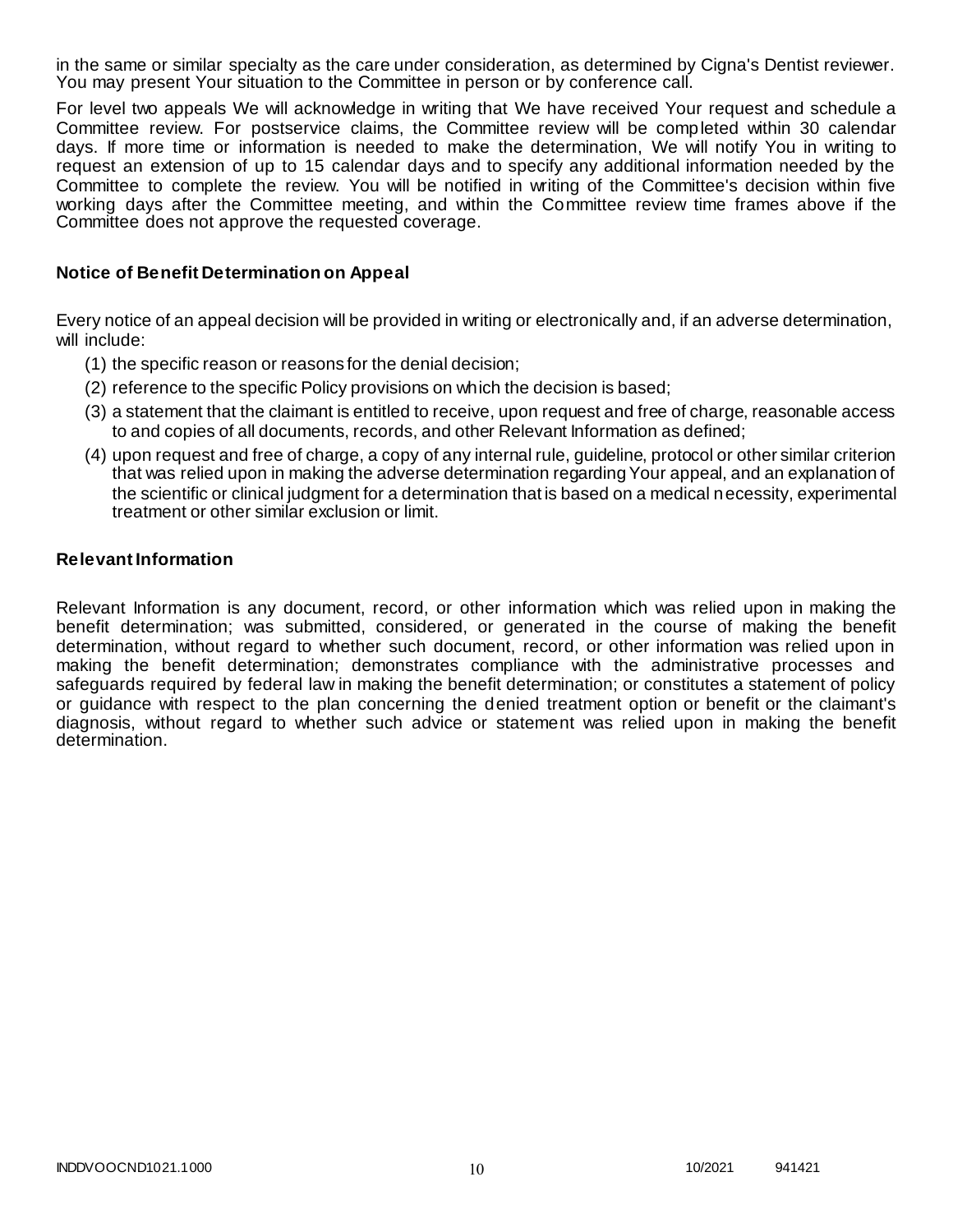in the same or similar specialty as the care under consideration, as determined by Cigna's Dentist reviewer. You may present Your situation to the Committee in person or by conference call.

For level two appeals We will acknowledge in writing that We have received Your request and schedule a Committee review. For postservice claims, the Committee review will be completed within 30 calendar days. If more time or information is needed to make the determination, We will notify You in writing to request an extension of up to 15 calendar days and to specify any additional information needed by the Committee to complete the review. You will be notified in writing of the Committee's decision within five working days after the Committee meeting, and within the Committee review time frames above if the Committee does not approve the requested coverage.

### Notice of Benefit Determination on Appeal

Every notice of an appeal decision will be provided in writing or electronically and, if an adverse determination, will include:

(1) the specific reason or reasons for the denial decision;

(2) reference to the specific Policy provisions on which the decision is based;

(3) a statement that the claimant is entitled to receive, upon request and free of charge, reasonable access to and copies of all documents, records, and other Relevant Information as defined;

(4) upon request and free of charge, a copy of any internal rule, guideline, protocol or other similar criterion that was relied upon in making the adverse determination regarding Your appeal, and an explanation of the scientific or clinical judgment for a determination that is based on a medical necessity, experimental treatment or other similar exclusion or limit.

### Relevant Information

Relevant Information is any document, record, or other information which was relied upon in making the benefit determination; was submitted, considered, or generated in the course of making the benefit determination, without regard to whether such document, record, or other information was relied upon in making the benefit determination; demonstrates compliance with the administrative processes and safeguards required by federal law in making the benefit determination; or constitutes a statement of policy or guidance with respect to the plan concerning the denied treatment option or benefit or the claimant's diagnosis, without regard to whether such advice or statement was relied upon in making the benefit determination.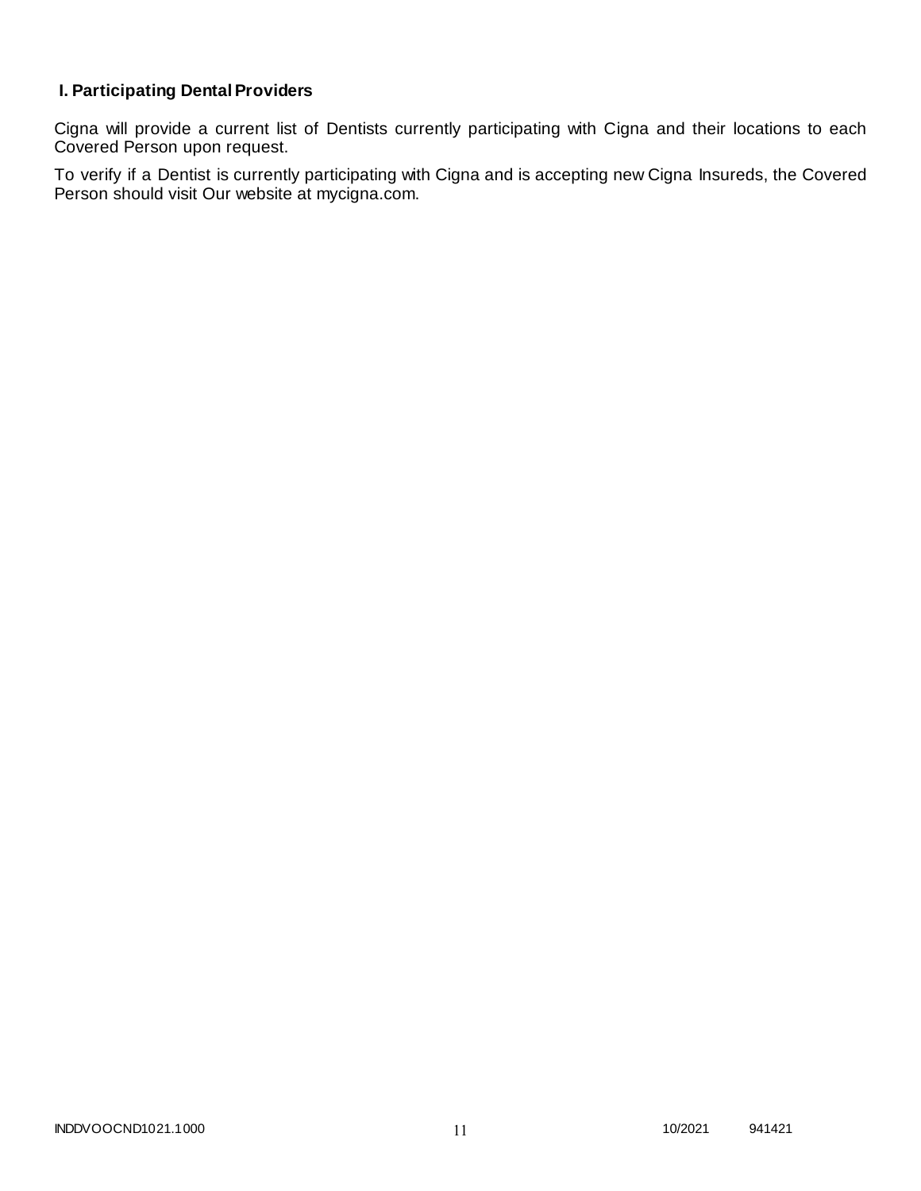## I. Participating Dental Providers

Cigna will provide a current list of Dentists currently participating with Cigna and their locations to each Covered Person upon request.

To verify if a Dentist is currently participating with Cigna and is accepting new Cigna Insureds, the Covered Person should visit Our website at mycigna.com.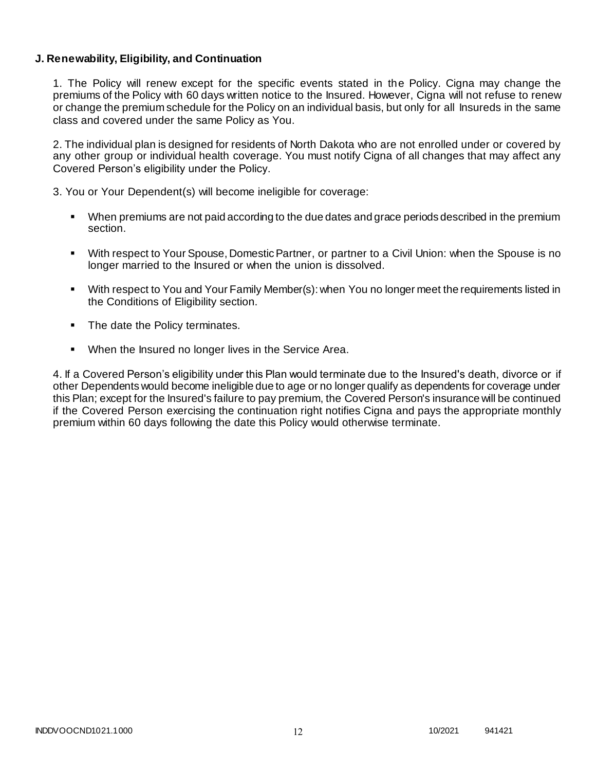**J. Renewability, Eligibility, and Continuation**

1. The Policy will renew except for the specific events stated in the Policy. Cigna may change the premiums of the Policy with 60 days written notice to the Insured. However, Cigna will not refuse to renew or change the premium schedule for the Policy on an individual basis, but only for all Insureds in the same class and covered under the same Policy as You.

2. The individual plan is designed for residents of North Dakota who are not enrolled under or covered by any other group or individual health coverage. You must notify Cigna of all changes that may affect any Covered Person's eligibility under the Policy.

3. You or Your Dependent(s) will become ineligible for coverage:

- When premiums are not paid according to the due dates and grace periods described in the premium section.
- With respect to Your Spouse, Domestic Partner, or partner to a Civil Union: when the Spouse is no longer married to the Insured or when the union is dissolved.
- With respect to You and Your Family Member(s): when You no longer meet the requirements listed in the Conditions of Eligibility section.
- The date the Policy terminates.
- When the Insured no longer lives in the Service Area.

4. If a Covered Person's eligibility under this Plan would terminate due to the Insured's death, divorce or if other Dependents would become ineligible due to age or no longer qualify as dependents for coverage under this Plan; except for the Insured's failure to pay premium, the Covered Person's insurance will be continued if the Covered Person exercising the continuation right notifies Cigna and pays the appropriate monthly premium within 60 days following the date this Policy would otherwise terminate.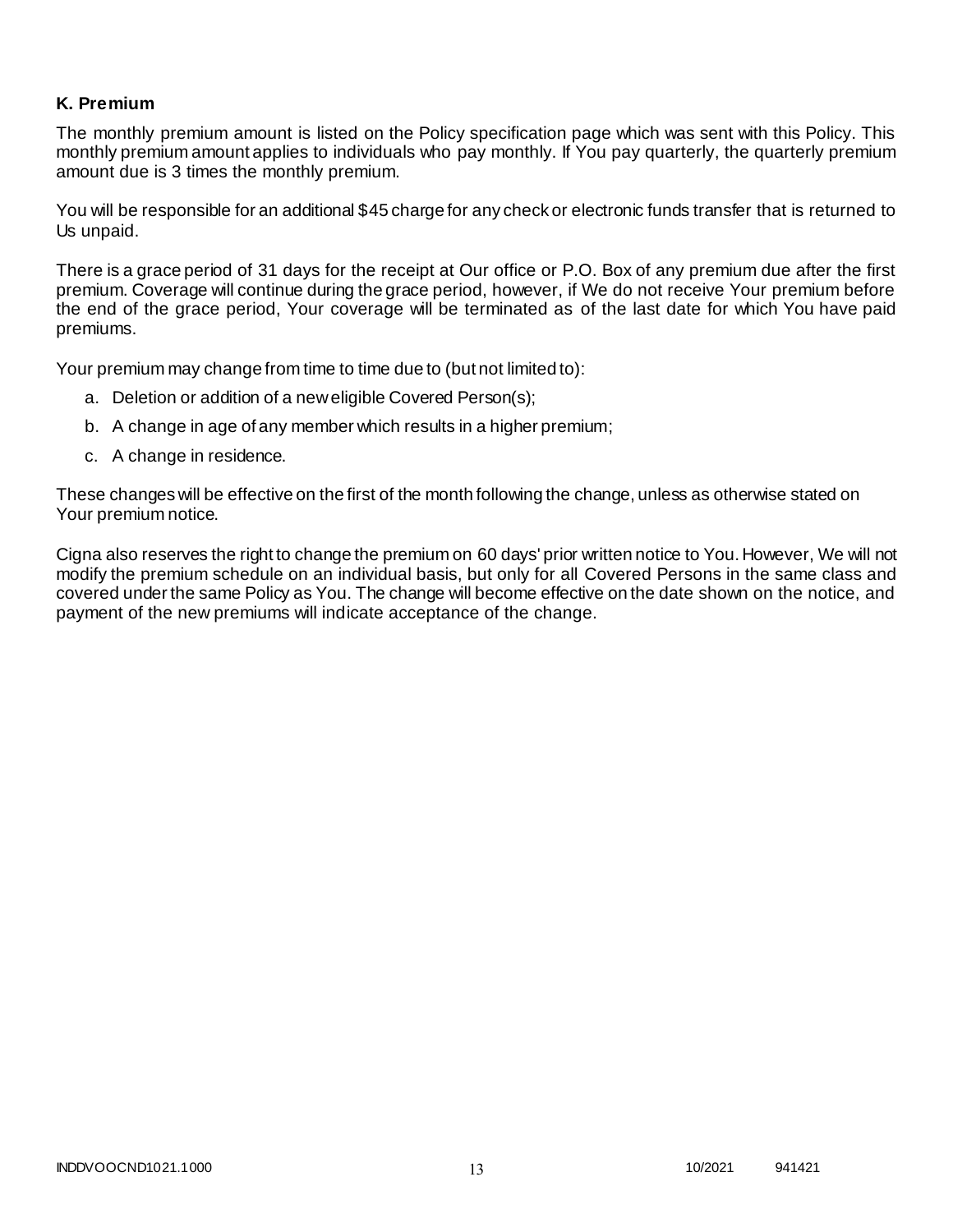**K. Premium**

The monthly premium amount is listed on the Policy specification page which was sent with this Policy. This monthly premium amount applies to individuals who pay monthly. If You pay quarterly, the quarterly premium amount due is 3 times the monthly premium.

You will be responsible for an additional $45 charge for any check or electronic funds transfer that is returned to Us unpaid.

There is a grace period of 31 days for the receipt at Our office or P.O. Box of any premium due after the first premium. Coverage will continue during the grace period, however, if We do not receive Your premium before the end of the grace period, Your coverage will be terminated as of the last date for which You have paid premiums.

Your premium may change from time to time due to (but not limited to):

a. Deletion or addition of a new eligible Covered Person(s);
b. A change in age of any member which results in a higher premium;
c. A change in residence.

These changes will be effective on the first of the month following the change, unless as otherwise stated on Your premium notice.

Cigna also reserves the right to change the premium on 60 days' prior written notice to You. However, We will not modify the premium schedule on an individual basis, but only for all Covered Persons in the same class and covered under the same Policy as You. The change will become effective on the date shown on the notice, and payment of the new premiums will indicate acceptance of the change.